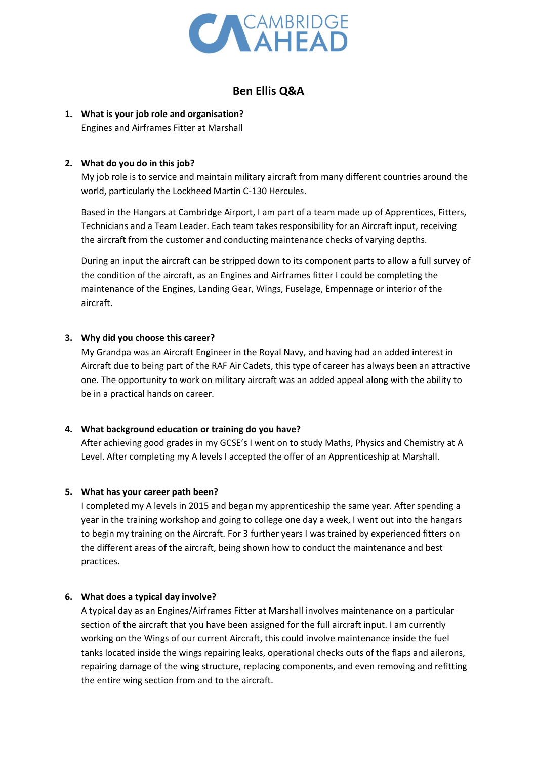CAMBRIDGE AHEAD

# Ben Ellis Q&A

1. **What is your job role and organisation?**
   Engines and Airframes Fitter at Marshall

2. **What do you do in this job?**
   My job role is to service and maintain military aircraft from many different countries around the world, particularly the Lockheed Martin C-130 Hercules.

   Based in the Hangars at Cambridge Airport, I am part of a team made up of Apprentices, Fitters, Technicians and a Team Leader. Each team takes responsibility for an Aircraft input, receiving the aircraft from the customer and conducting maintenance checks of varying depths.

   During an input the aircraft can be stripped down to its component parts to allow a full survey of the condition of the aircraft, as an Engines and Airframes fitter I could be completing the maintenance of the Engines, Landing Gear, Wings, Fuselage, Empennage or interior of the aircraft.

3. **Why did you choose this career?**
   My Grandpa was an Aircraft Engineer in the Royal Navy, and having had an added interest in Aircraft due to being part of the RAF Air Cadets, this type of career has always been an attractive one. The opportunity to work on military aircraft was an added appeal along with the ability to be in a practical hands on career.

4. **What background education or training do you have?**
   After achieving good grades in my GCSE's I went on to study Maths, Physics and Chemistry at A Level. After completing my A levels I accepted the offer of an Apprenticeship at Marshall.

5. **What has your career path been?**
   I completed my A levels in 2015 and began my apprenticeship the same year. After spending a year in the training workshop and going to college one day a week, I went out into the hangars to begin my training on the Aircraft. For 3 further years I was trained by experienced fitters on the different areas of the aircraft, being shown how to conduct the maintenance and best practices.

6. **What does a typical day involve?**
   A typical day as an Engines/Airframes Fitter at Marshall involves maintenance on a particular section of the aircraft that you have been assigned for the full aircraft input. I am currently working on the Wings of our current Aircraft, this could involve maintenance inside the fuel tanks located inside the wings repairing leaks, operational checks outs of the flaps and ailerons, repairing damage of the wing structure, replacing components, and even removing and refitting the entire wing section from and to the aircraft.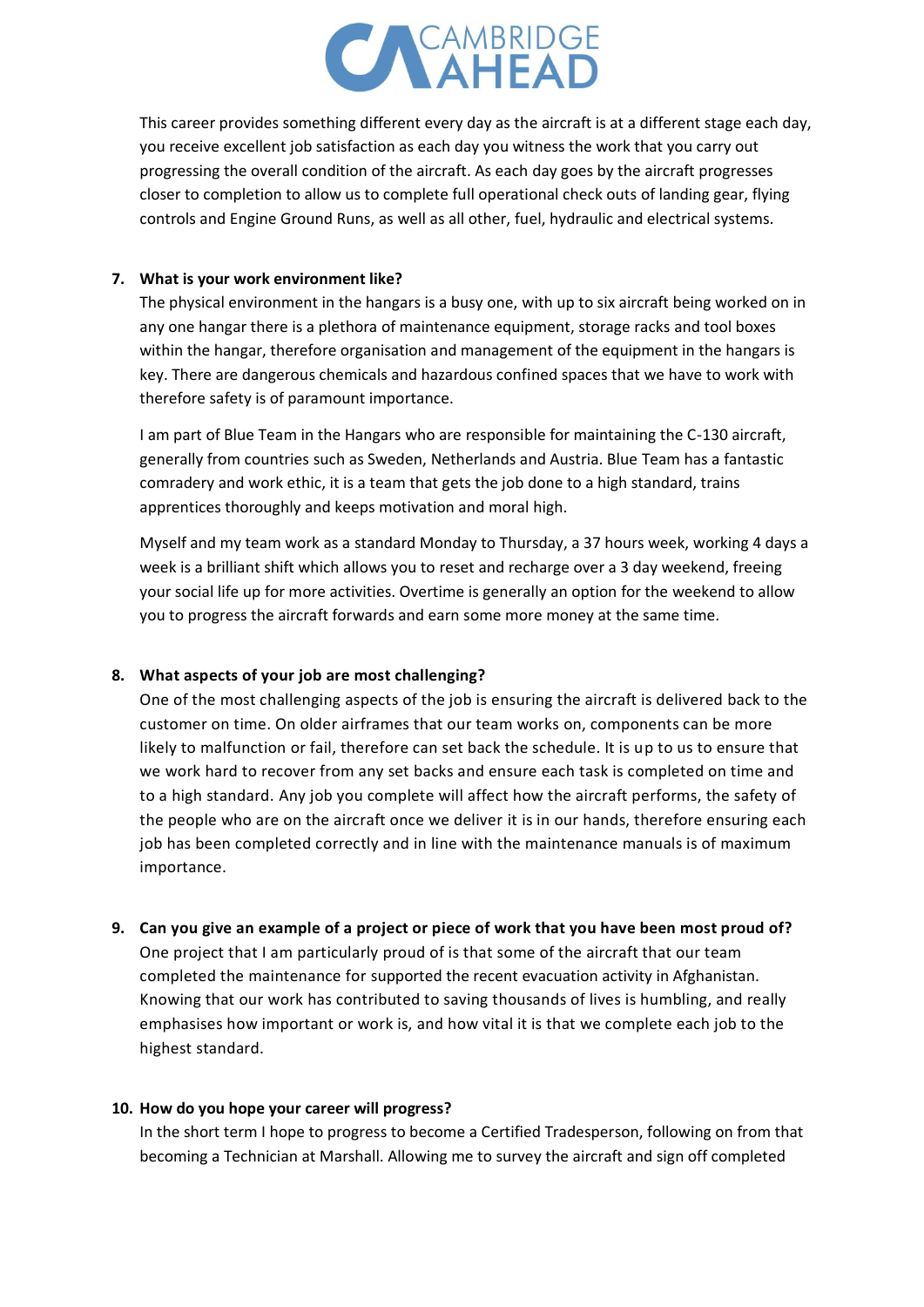This career provides something different every day as the aircraft is at a different stage each day, you receive excellent job satisfaction as each day you witness the work that you carry out progressing the overall condition of the aircraft. As each day goes by the aircraft progresses closer to completion to allow us to complete full operational check outs of landing gear, flying controls and Engine Ground Runs, as well as all other, fuel, hydraulic and electrical systems.

7. **What is your work environment like?**

   The physical environment in the hangars is a busy one, with up to six aircraft being worked on in any one hangar there is a plethora of maintenance equipment, storage racks and tool boxes within the hangar, therefore organisation and management of the equipment in the hangars is key. There are dangerous chemicals and hazardous confined spaces that we have to work with therefore safety is of paramount importance.

   I am part of Blue Team in the Hangars who are responsible for maintaining the C-130 aircraft, generally from countries such as Sweden, Netherlands and Austria. Blue Team has a fantastic comradery and work ethic, it is a team that gets the job done to a high standard, trains apprentices thoroughly and keeps motivation and moral high.

   Myself and my team work as a standard Monday to Thursday, a 37 hours week, working 4 days a week is a brilliant shift which allows you to reset and recharge over a 3 day weekend, freeing your social life up for more activities. Overtime is generally an option for the weekend to allow you to progress the aircraft forwards and earn some more money at the same time.

8. **What aspects of your job are most challenging?**

   One of the most challenging aspects of the job is ensuring the aircraft is delivered back to the customer on time. On older airframes that our team works on, components can be more likely to malfunction or fail, therefore can set back the schedule. It is up to us to ensure that we work hard to recover from any set backs and ensure each task is completed on time and to a high standard. Any job you complete will affect how the aircraft performs, the safety of the people who are on the aircraft once we deliver it is in our hands, therefore ensuring each job has been completed correctly and in line with the maintenance manuals is of maximum importance.

9. **Can you give an example of a project or piece of work that you have been most proud of?**

   One project that I am particularly proud of is that some of the aircraft that our team completed the maintenance for supported the recent evacuation activity in Afghanistan. Knowing that our work has contributed to saving thousands of lives is humbling, and really emphasises how important or work is, and how vital it is that we complete each job to the highest standard.

10. **How do you hope your career will progress?**

    In the short term I hope to progress to become a Certified Tradesperson, following on from that becoming a Technician at Marshall. Allowing me to survey the aircraft and sign off completed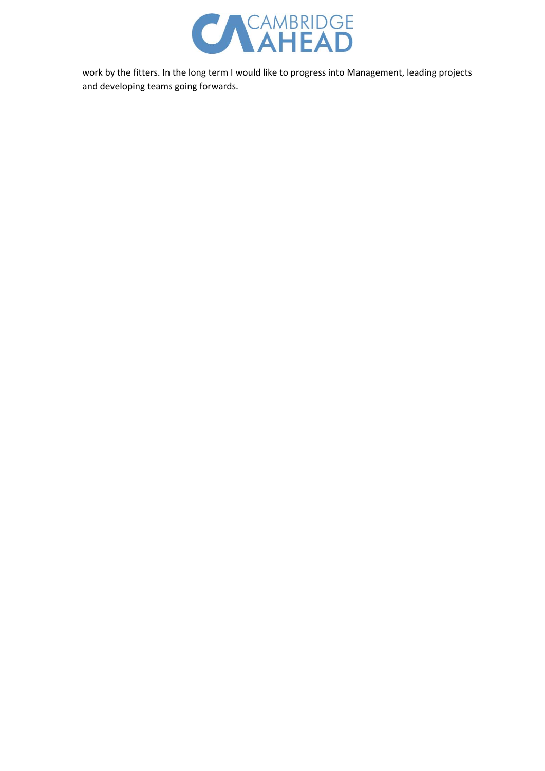work by the fitters. In the long term I would like to progress into Management, leading projects and developing teams going forwards.